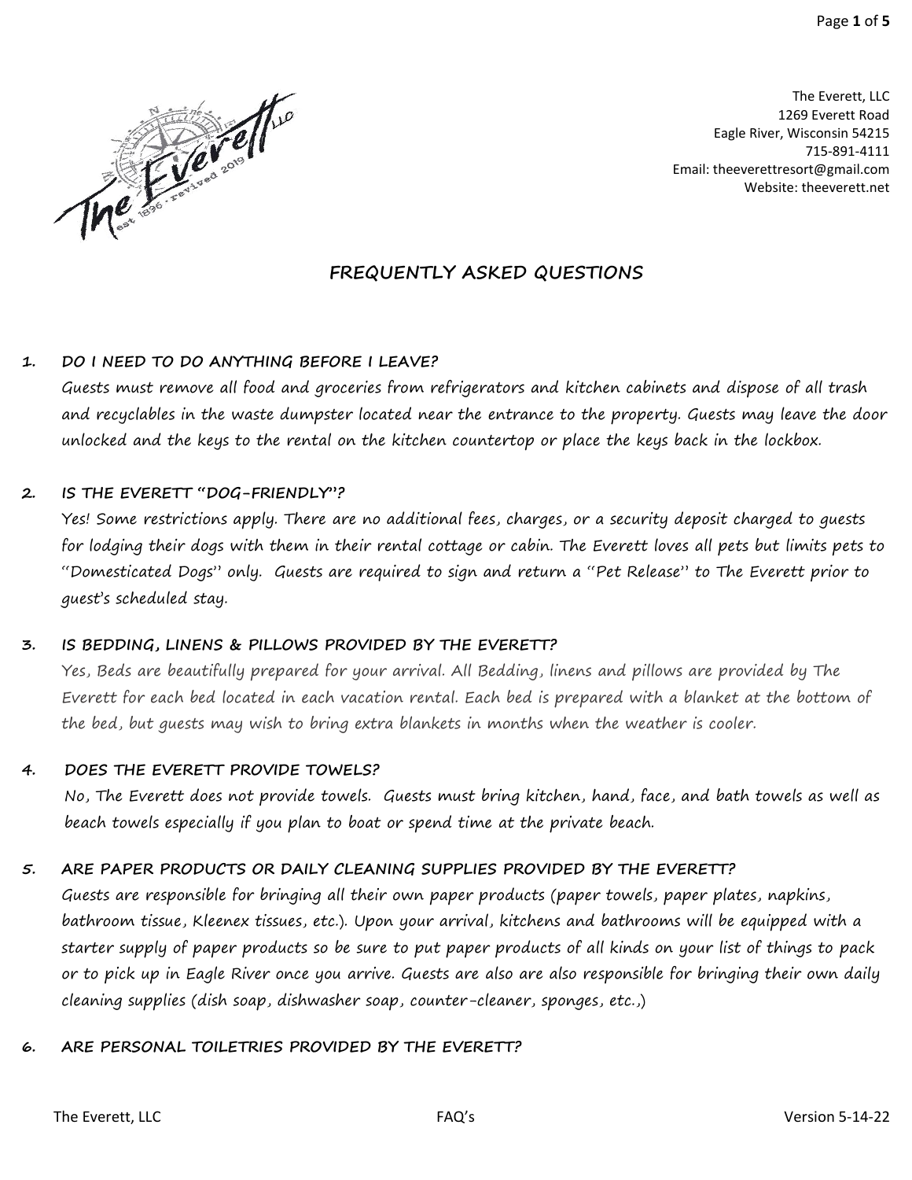The Everett, LLC
1269 Everett Road
Eagle River, Wisconsin 54215
715-891-4111
Email: theeverettresort@gmail.com
Website: theeverett.net

# FREQUENTLY ASKED QUESTIONS

### 1. DO I NEED TO DO ANYTHING BEFORE I LEAVE?

Guests must remove all food and groceries from refrigerators and kitchen cabinets and dispose of all trash and recyclables in the waste dumpster located near the entrance to the property. Guests may leave the door unlocked and the keys to the rental on the kitchen countertop or place the keys back in the lockbox.

### 2. IS THE EVERETT "DOG-FRIENDLY"?

Yes! Some restrictions apply. There are no additional fees, charges, or a security deposit charged to guests for lodging their dogs with them in their rental cottage or cabin. The Everett loves all pets but limits pets to "Domesticated Dogs" only. Guests are required to sign and return a "Pet Release" to The Everett prior to guest's scheduled stay.

### 3. IS BEDDING, LINENS & PILLOWS PROVIDED BY THE EVERETT?

Yes, Beds are beautifully prepared for your arrival. All Bedding, linens and pillows are provided by The Everett for each bed located in each vacation rental. Each bed is prepared with a blanket at the bottom of the bed, but guests may wish to bring extra blankets in months when the weather is cooler.

### 4. DOES THE EVERETT PROVIDE TOWELS?

No, The Everett does not provide towels. Guests must bring kitchen, hand, face, and bath towels as well as beach towels especially if you plan to boat or spend time at the private beach.

### 5. ARE PAPER PRODUCTS OR DAILY CLEANING SUPPLIES PROVIDED BY THE EVERETT?

Guests are responsible for bringing all their own paper products (paper towels, paper plates, napkins, bathroom tissue, Kleenex tissues, etc.). Upon your arrival, kitchens and bathrooms will be equipped with a starter supply of paper products so be sure to put paper products of all kinds on your list of things to pack or to pick up in Eagle River once you arrive. Guests are also are also responsible for bringing their own daily cleaning supplies (dish soap, dishwasher soap, counter-cleaner, sponges, etc.,)

### 6. ARE PERSONAL TOILETRIES PROVIDED BY THE EVERETT?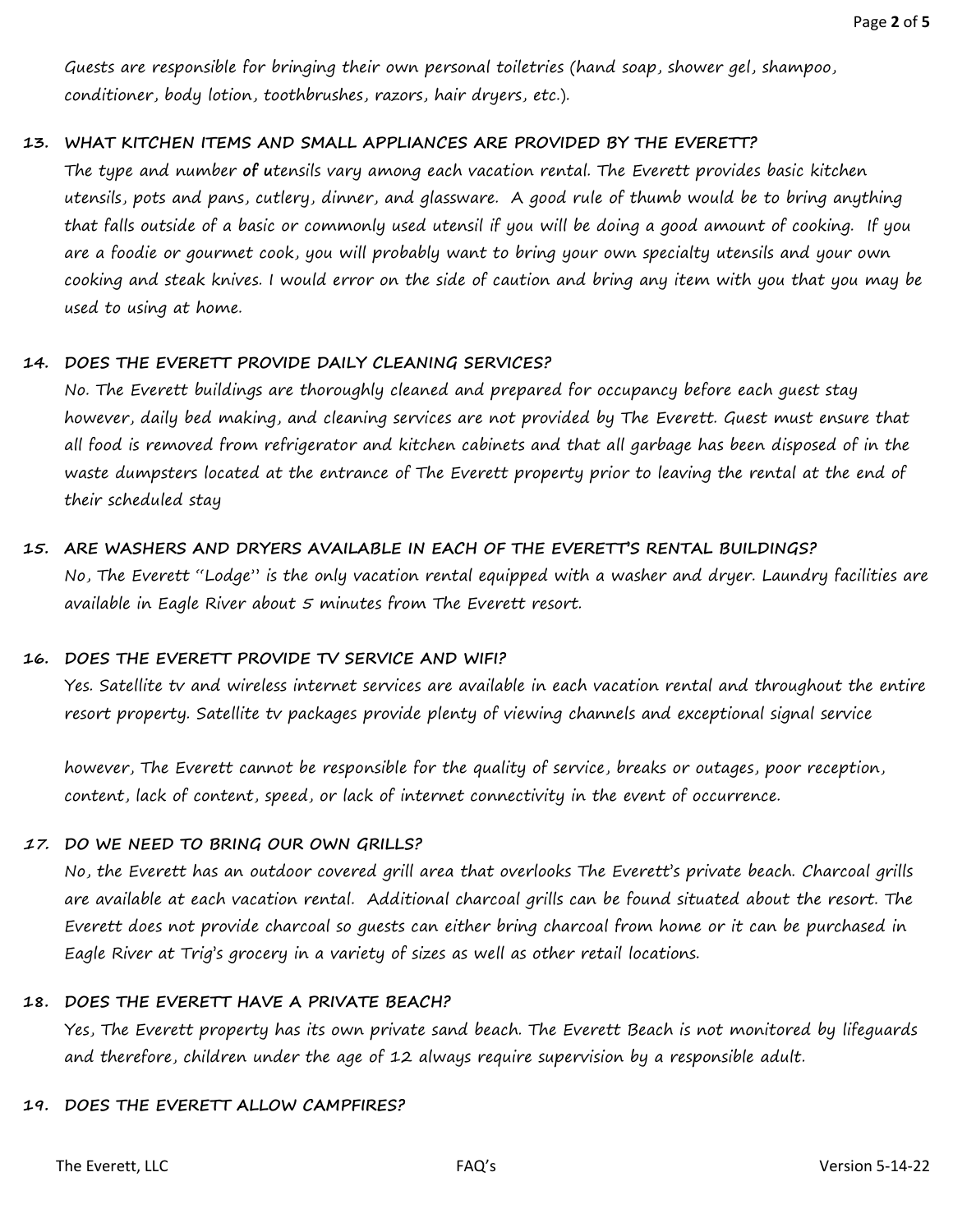Guests are responsible for bringing their own personal toiletries (hand soap, shower gel, shampoo, conditioner, body lotion, toothbrushes, razors, hair dryers, etc.).

13. **WHAT KITCHEN ITEMS AND SMALL APPLIANCES ARE PROVIDED BY THE EVERETT?**

    The type and number **of u**tensils vary among each vacation rental. The Everett provides basic kitchen utensils, pots and pans, cutlery, dinner, and glassware. A good rule of thumb would be to bring anything that falls outside of a basic or commonly used utensil if you will be doing a good amount of cooking. If you are a foodie or gourmet cook, you will probably want to bring your own specialty utensils and your own cooking and steak knives. I would error on the side of caution and bring any item with you that you may be used to using at home.

14. **DOES THE EVERETT PROVIDE DAILY CLEANING SERVICES?**

    No. The Everett buildings are thoroughly cleaned and prepared for occupancy before each guest stay however, daily bed making, and cleaning services are not provided by The Everett. Guest must ensure that all food is removed from refrigerator and kitchen cabinets and that all garbage has been disposed of in the waste dumpsters located at the entrance of The Everett property prior to leaving the rental at the end of their scheduled stay

15. **ARE WASHERS AND DRYERS AVAILABLE IN EACH OF THE EVERETT'S RENTAL BUILDINGS?**

    No, The Everett "Lodge" is the only vacation rental equipped with a washer and dryer. Laundry facilities are available in Eagle River about 5 minutes from The Everett resort.

16. **DOES THE EVERETT PROVIDE TV SERVICE AND WIFI?**

    Yes. Satellite tv and wireless internet services are available in each vacation rental and throughout the entire resort property. Satellite tv packages provide plenty of viewing channels and exceptional signal service

    however, The Everett cannot be responsible for the quality of service, breaks or outages, poor reception, content, lack of content, speed, or lack of internet connectivity in the event of occurrence.

17. **DO WE NEED TO BRING OUR OWN GRILLS?**

    No, the Everett has an outdoor covered grill area that overlooks The Everett's private beach. Charcoal grills are available at each vacation rental. Additional charcoal grills can be found situated about the resort. The Everett does not provide charcoal so guests can either bring charcoal from home or it can be purchased in Eagle River at Trig's grocery in a variety of sizes as well as other retail locations.

18. **DOES THE EVERETT HAVE A PRIVATE BEACH?**

    Yes, The Everett property has its own private sand beach. The Everett Beach is not monitored by lifeguards and therefore, children under the age of 12 always require supervision by a responsible adult.

19. **DOES THE EVERETT ALLOW CAMPFIRES?**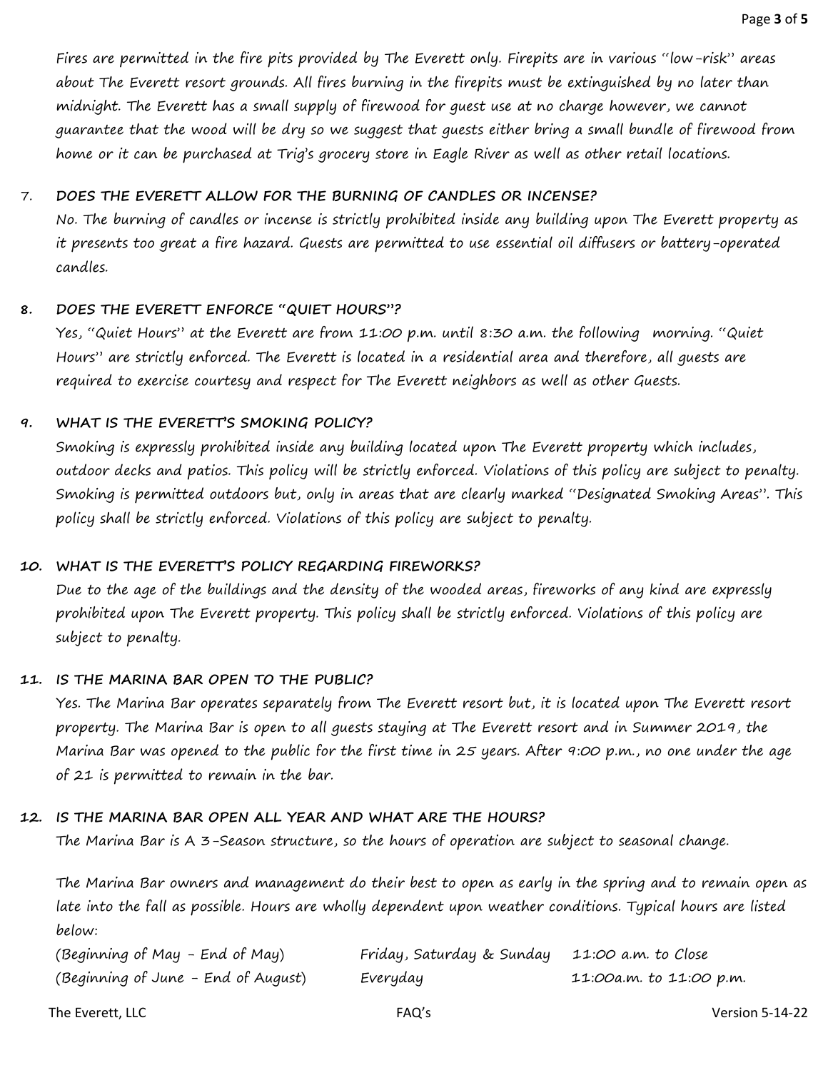Fires are permitted in the fire pits provided by The Everett only. Firepits are in various "low-risk" areas about The Everett resort grounds. All fires burning in the firepits must be extinguished by no later than midnight. The Everett has a small supply of firewood for guest use at no charge however, we cannot guarantee that the wood will be dry so we suggest that guests either bring a small bundle of firewood from home or it can be purchased at Trig's grocery store in Eagle River as well as other retail locations.

7. **DOES THE EVERETT ALLOW FOR THE BURNING OF CANDLES OR INCENSE?**
   No. The burning of candles or incense is strictly prohibited inside any building upon The Everett property as it presents too great a fire hazard. Guests are permitted to use essential oil diffusers or battery-operated candles.

8. **DOES THE EVERETT ENFORCE "QUIET HOURS"?**
   Yes, "Quiet Hours" at the Everett are from 11:00 p.m. until 8:30 a.m. the following morning. "Quiet Hours" are strictly enforced. The Everett is located in a residential area and therefore, all guests are required to exercise courtesy and respect for The Everett neighbors as well as other Guests.

9. **WHAT IS THE EVERETT'S SMOKING POLICY?**
   Smoking is expressly prohibited inside any building located upon The Everett property which includes, outdoor decks and patios. This policy will be strictly enforced. Violations of this policy are subject to penalty. Smoking is permitted outdoors but, only in areas that are clearly marked "Designated Smoking Areas". This policy shall be strictly enforced. Violations of this policy are subject to penalty.

10. **WHAT IS THE EVERETT'S POLICY REGARDING FIREWORKS?**
    Due to the age of the buildings and the density of the wooded areas, fireworks of any kind are expressly prohibited upon The Everett property. This policy shall be strictly enforced. Violations of this policy are subject to penalty.

11. **IS THE MARINA BAR OPEN TO THE PUBLIC?**
    Yes. The Marina Bar operates separately from The Everett resort but, it is located upon The Everett resort property. The Marina Bar is open to all guests staying at The Everett resort and in Summer 2019, the Marina Bar was opened to the public for the first time in 25 years. After 9:00 p.m., no one under the age of 21 is permitted to remain in the bar.

12. **IS THE MARINA BAR OPEN ALL YEAR AND WHAT ARE THE HOURS?**
    The Marina Bar is A 3-Season structure, so the hours of operation are subject to seasonal change.

    The Marina Bar owners and management do their best to open as early in the spring and to remain open as late into the fall as possible. Hours are wholly dependent upon weather conditions. Typical hours are listed below:

| | | |
|---|---|---|
| (Beginning of May - End of May) | Friday, Saturday & Sunday | 11:00 a.m. to Close |
| (Beginning of June - End of August) | Everyday | 11:00a.m. to 11:00 p.m. |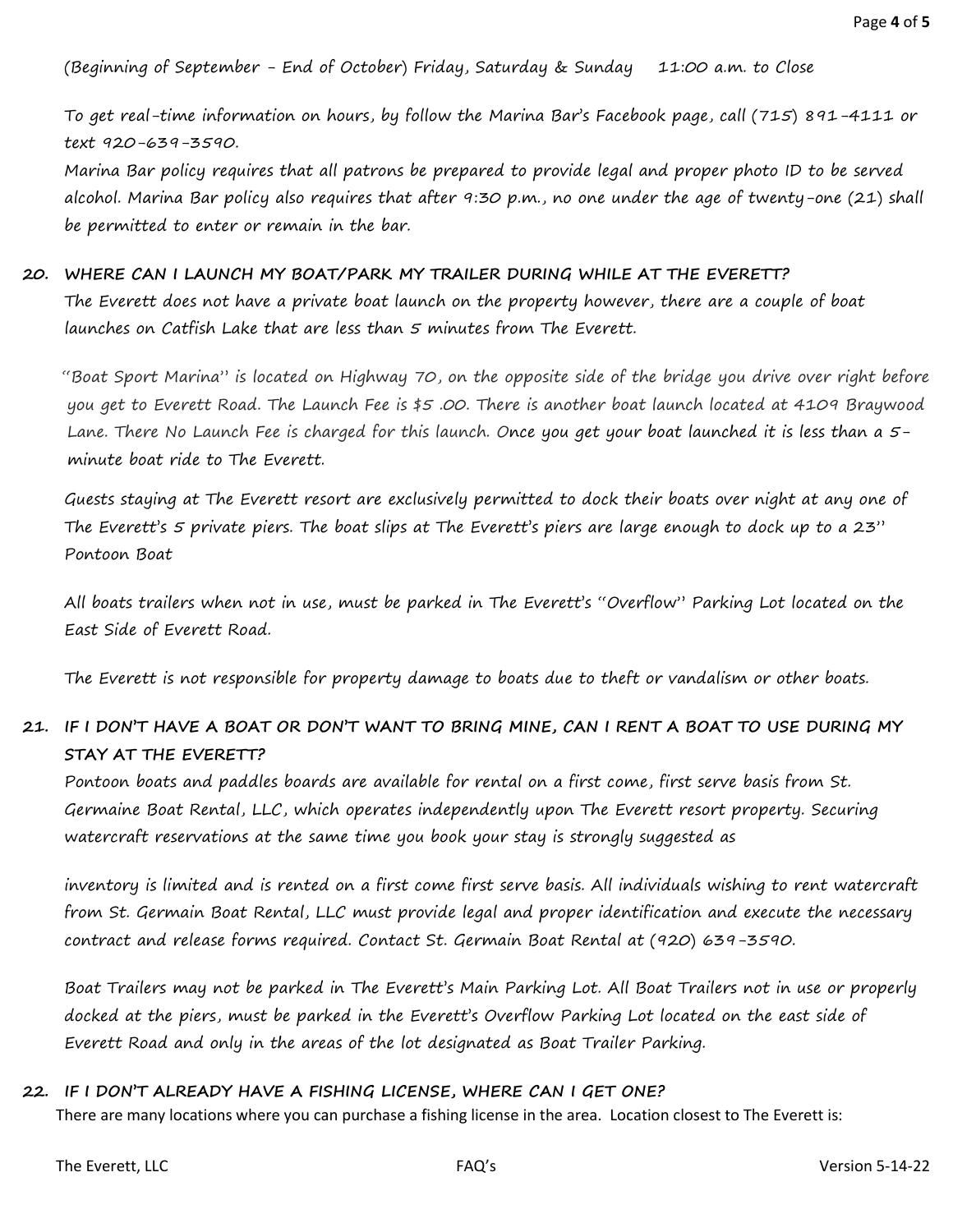(Beginning of September - End of October) Friday, Saturday & Sunday  11:00 a.m. to Close

To get real-time information on hours, by follow the Marina Bar's Facebook page, call (715) 891-4111 or text 920-639-3590.
Marina Bar policy requires that all patrons be prepared to provide legal and proper photo ID to be served alcohol. Marina Bar policy also requires that after 9:30 p.m., no one under the age of twenty-one (21) shall be permitted to enter or remain in the bar.

**20. WHERE CAN I LAUNCH MY BOAT/PARK MY TRAILER DURING WHILE AT THE EVERETT?**

The Everett does not have a private boat launch on the property however, there are a couple of boat launches on Catfish Lake that are less than 5 minutes from The Everett.

"Boat Sport Marina" is located on Highway 70, on the opposite side of the bridge you drive over right before you get to Everett Road. The Launch Fee is $5 .00. There is another boat launch located at 4109 Braywood Lane. There No Launch Fee is charged for this launch. Once you get your boat launched it is less than a 5-minute boat ride to The Everett.

Guests staying at The Everett resort are exclusively permitted to dock their boats over night at any one of The Everett's 5 private piers. The boat slips at The Everett's piers are large enough to dock up to a 23" Pontoon Boat

All boats trailers when not in use, must be parked in The Everett's "Overflow" Parking Lot located on the East Side of Everett Road.

The Everett is not responsible for property damage to boats due to theft or vandalism or other boats.

**21. IF I DON'T HAVE A BOAT OR DON'T WANT TO BRING MINE, CAN I RENT A BOAT TO USE DURING MY STAY AT THE EVERETT?**

Pontoon boats and paddles boards are available for rental on a first come, first serve basis from St. Germaine Boat Rental, LLC, which operates independently upon The Everett resort property. Securing watercraft reservations at the same time you book your stay is strongly suggested as

inventory is limited and is rented on a first come first serve basis. All individuals wishing to rent watercraft from St. Germain Boat Rental, LLC must provide legal and proper identification and execute the necessary contract and release forms required. Contact St. Germain Boat Rental at (920) 639-3590.

Boat Trailers may not be parked in The Everett's Main Parking Lot. All Boat Trailers not in use or properly docked at the piers, must be parked in the Everett's Overflow Parking Lot located on the east side of Everett Road and only in the areas of the lot designated as Boat Trailer Parking.

**22. IF I DON'T ALREADY HAVE A FISHING LICENSE, WHERE CAN I GET ONE?**

There are many locations where you can purchase a fishing license in the area. Location closest to The Everett is: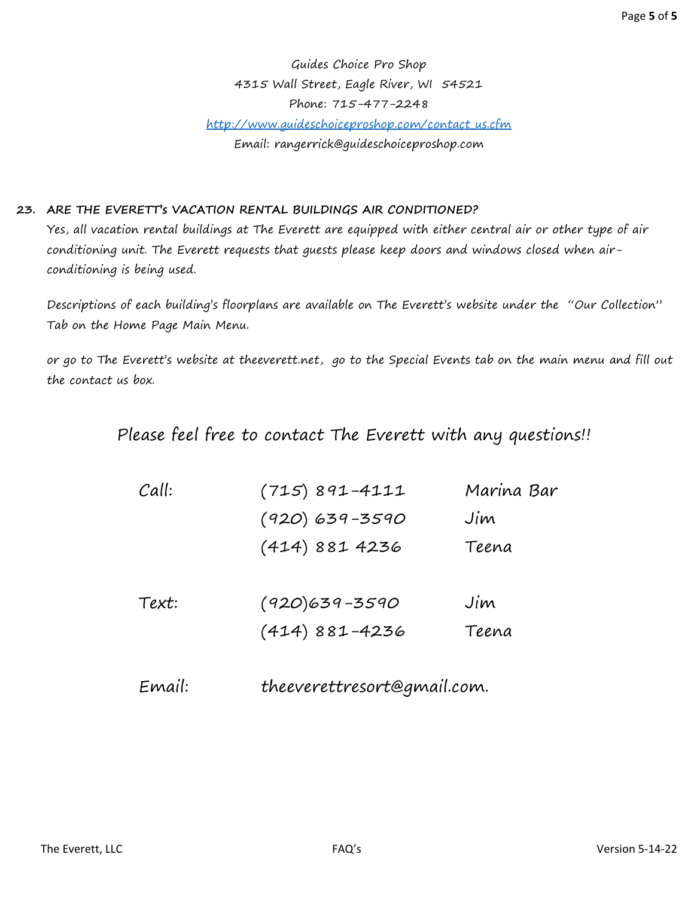Guides Choice Pro Shop
4315 Wall Street, Eagle River, WI 54521
Phone: 715-477-2248
[http://www.guideschoiceproshop.com/contact_us.cfm](http://www.guideschoiceproshop.com/contact_us.cfm)
Email: rangerrick@guideschoiceproshop.com

**23. ARE THE EVERETT's VACATION RENTAL BUILDINGS AIR CONDITIONED?**

Yes, all vacation rental buildings at The Everett are equipped with either central air or other type of air conditioning unit. The Everett requests that guests please keep doors and windows closed when air-conditioning is being used.

Descriptions of each building's floorplans are available on The Everett's website under the "Our Collection" Tab on the Home Page Main Menu.

or go to The Everett's website at theeverett.net, go to the Special Events tab on the main menu and fill out the contact us box.

## Please feel free to contact The Everett with any questions!!

| | | |
|---|---|---|
| Call: | (715) 891-4111 | Marina Bar |
| | (920) 639-3590 | Jim |
| | (414) 881 4236 | Teena |
| Text: | (920)639-3590 | Jim |
| | (414) 881-4236 | Teena |
| Email: | theeverettresort@gmail.com. | |